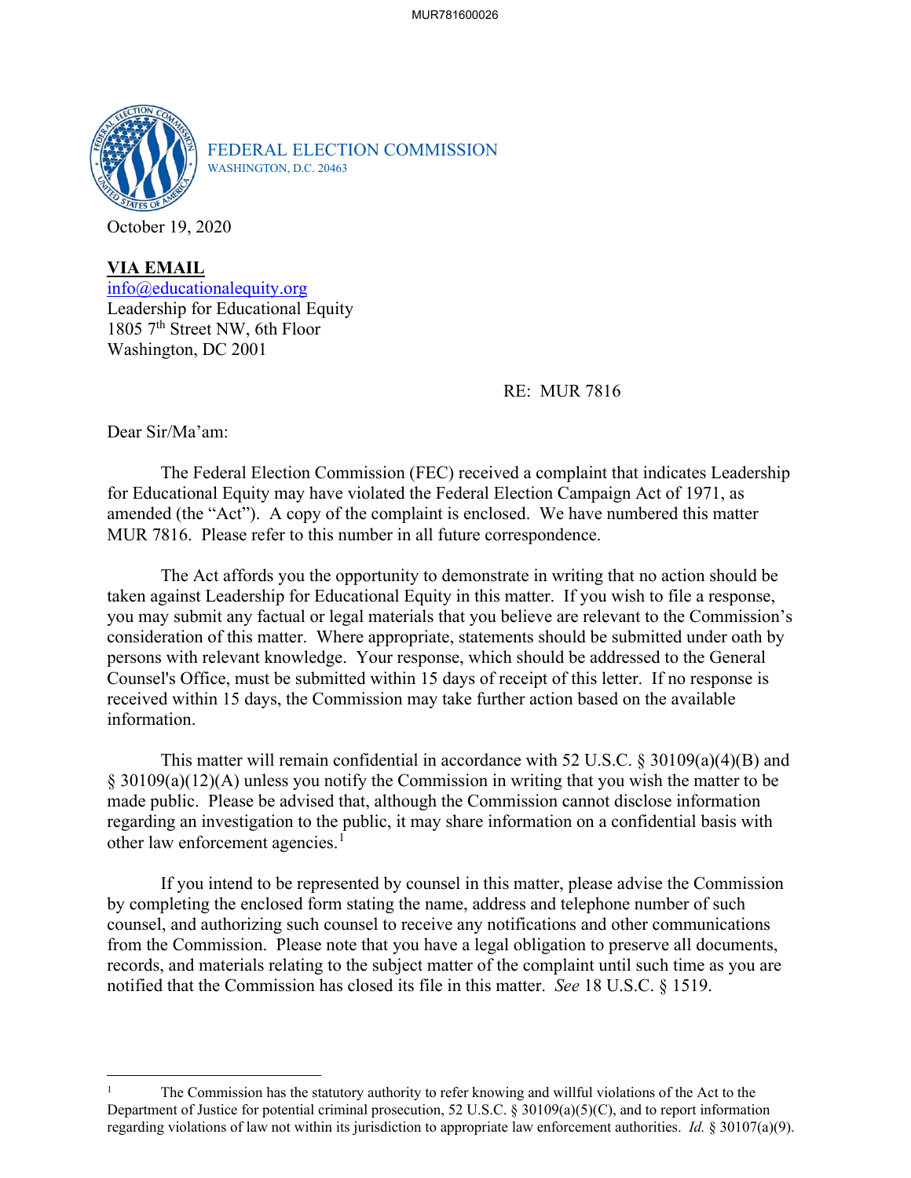MUR781600026

FEDERAL ELECTION COMMISSION
WASHINGTON, D.C. 20463

October 19, 2020

**VIA EMAIL**
info@educationalequity.org
Leadership for Educational Equity
1805 7th Street NW, 6th Floor
Washington, DC 2001

RE: MUR 7816

Dear Sir/Ma'am:

The Federal Election Commission (FEC) received a complaint that indicates Leadership for Educational Equity may have violated the Federal Election Campaign Act of 1971, as amended (the "Act"). A copy of the complaint is enclosed. We have numbered this matter MUR 7816. Please refer to this number in all future correspondence.

The Act affords you the opportunity to demonstrate in writing that no action should be taken against Leadership for Educational Equity in this matter. If you wish to file a response, you may submit any factual or legal materials that you believe are relevant to the Commission's consideration of this matter. Where appropriate, statements should be submitted under oath by persons with relevant knowledge. Your response, which should be addressed to the General Counsel's Office, must be submitted within 15 days of receipt of this letter. If no response is received within 15 days, the Commission may take further action based on the available information.

This matter will remain confidential in accordance with 52 U.S.C. § 30109(a)(4)(B) and § 30109(a)(12)(A) unless you notify the Commission in writing that you wish the matter to be made public. Please be advised that, although the Commission cannot disclose information regarding an investigation to the public, it may share information on a confidential basis with other law enforcement agencies.[1]

If you intend to be represented by counsel in this matter, please advise the Commission by completing the enclosed form stating the name, address and telephone number of such counsel, and authorizing such counsel to receive any notifications and other communications from the Commission. Please note that you have a legal obligation to preserve all documents, records, and materials relating to the subject matter of the complaint until such time as you are notified that the Commission has closed its file in this matter. *See* 18 U.S.C. § 1519.

---

[1] The Commission has the statutory authority to refer knowing and willful violations of the Act to the Department of Justice for potential criminal prosecution, 52 U.S.C. § 30109(a)(5)(C), and to report information regarding violations of law not within its jurisdiction to appropriate law enforcement authorities. *Id.* § 30107(a)(9).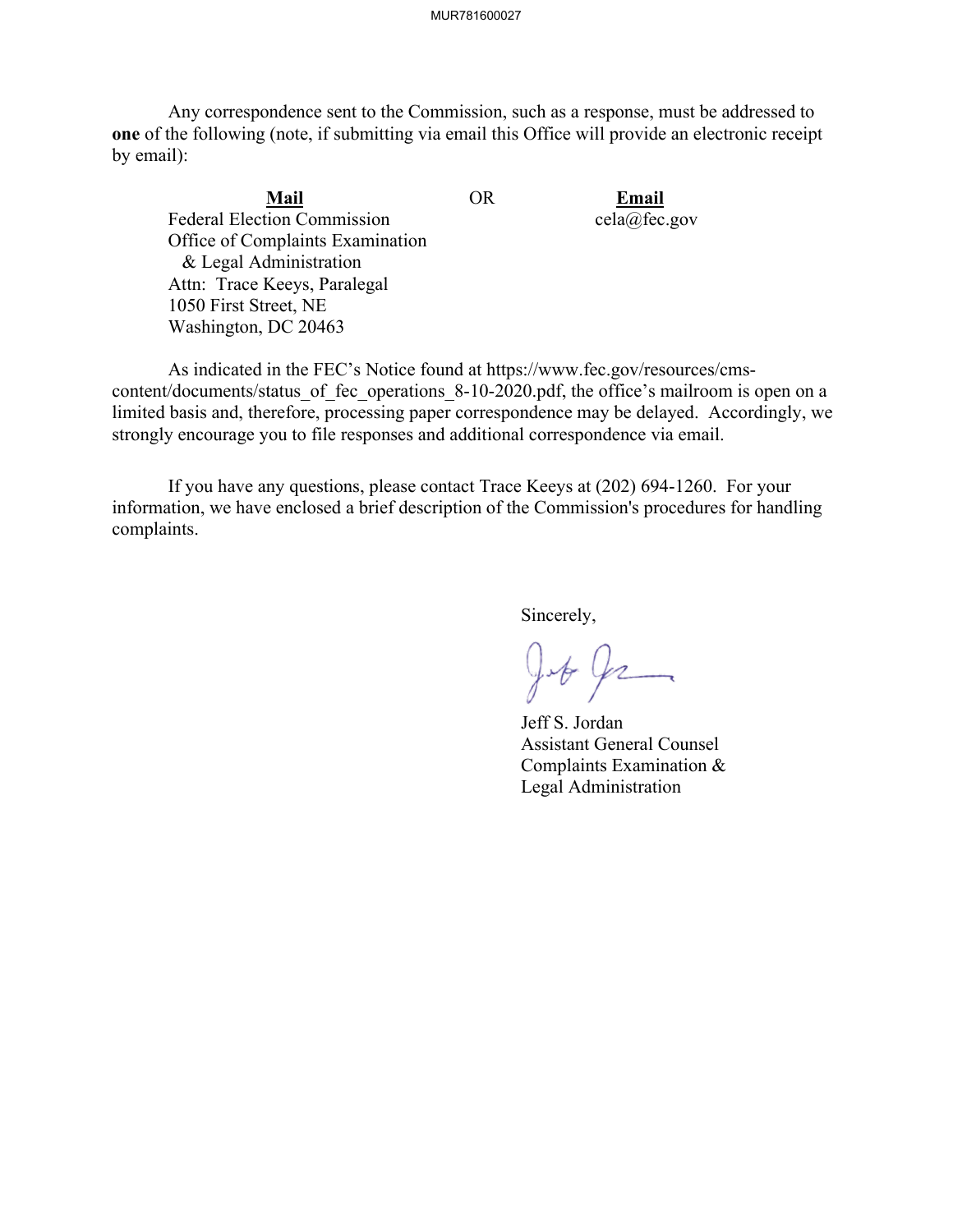Any correspondence sent to the Commission, such as a response, must be addressed to **one** of the following (note, if submitting via email this Office will provide an electronic receipt by email):

| **Mail** | OR | **Email** |
|---|---|---|
| Federal Election Commission<br>Office of Complaints Examination<br>& Legal Administration<br>Attn: Trace Keeys, Paralegal<br>1050 First Street, NE<br>Washington, DC 20463 | | cela@fec.gov |

As indicated in the FEC's Notice found at https://www.fec.gov/resources/cms-content/documents/status_of_fec_operations_8-10-2020.pdf, the office's mailroom is open on a limited basis and, therefore, processing paper correspondence may be delayed. Accordingly, we strongly encourage you to file responses and additional correspondence via email.

If you have any questions, please contact Trace Keeys at (202) 694-1260. For your information, we have enclosed a brief description of the Commission's procedures for handling complaints.

Sincerely,

Jeff S. Jordan
Assistant General Counsel
Complaints Examination &
Legal Administration